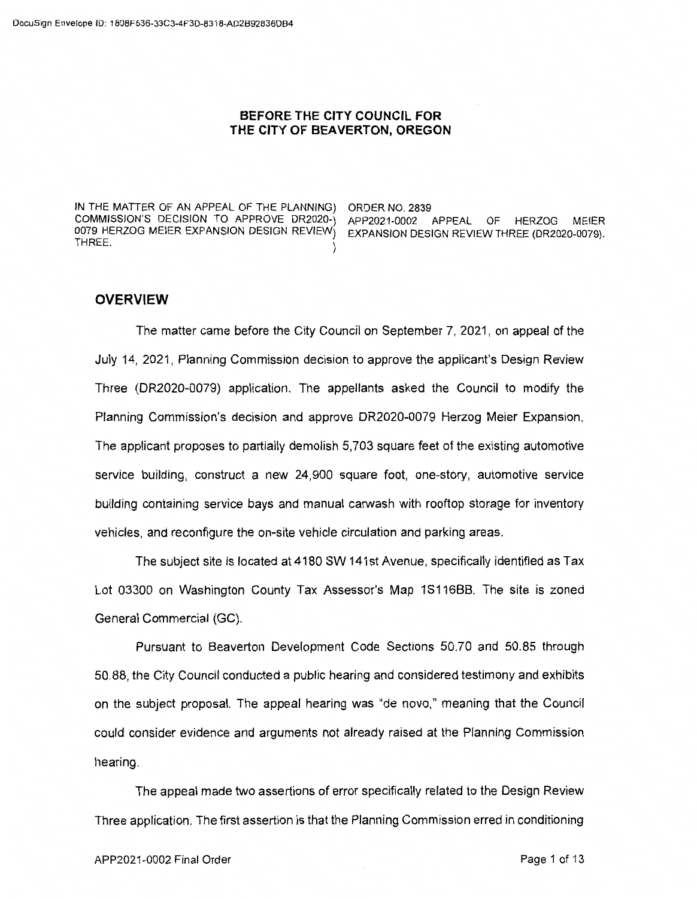DocuSign Envelope ID: 1808F536-33C3-4F3D-8318-AD2B92836DB4

**BEFORE THE CITY COUNCIL FOR**
**THE CITY OF BEAVERTON, OREGON**

| | |
|---|---|
| IN THE MATTER OF AN APPEAL OF THE PLANNING COMMISSION'S DECISION TO APPROVE DR2020-0079 HERZOG MEIER EXPANSION DESIGN REVIEW THREE. | ORDER NO. 2839 APP2021-0002 APPEAL OF HERZOG MEIER EXPANSION DESIGN REVIEW THREE (DR2020-0079). |

## OVERVIEW

The matter came before the City Council on September 7, 2021, on appeal of the July 14, 2021, Planning Commission decision to approve the applicant's Design Review Three (DR2020-0079) application. The appellants asked the Council to modify the Planning Commission's decision and approve DR2020-0079 Herzog Meier Expansion. The applicant proposes to partially demolish 5,703 square feet of the existing automotive service building, construct a new 24,900 square foot, one-story, automotive service building containing service bays and manual carwash with rooftop storage for inventory vehicles, and reconfigure the on-site vehicle circulation and parking areas.

The subject site is located at 4180 SW 141st Avenue, specifically identified as Tax Lot 03300 on Washington County Tax Assessor's Map 1S116BB. The site is zoned General Commercial (GC).

Pursuant to Beaverton Development Code Sections 50.70 and 50.85 through 50.88, the City Council conducted a public hearing and considered testimony and exhibits on the subject proposal. The appeal hearing was "de novo," meaning that the Council could consider evidence and arguments not already raised at the Planning Commission hearing.

The appeal made two assertions of error specifically related to the Design Review Three application. The first assertion is that the Planning Commission erred in conditioning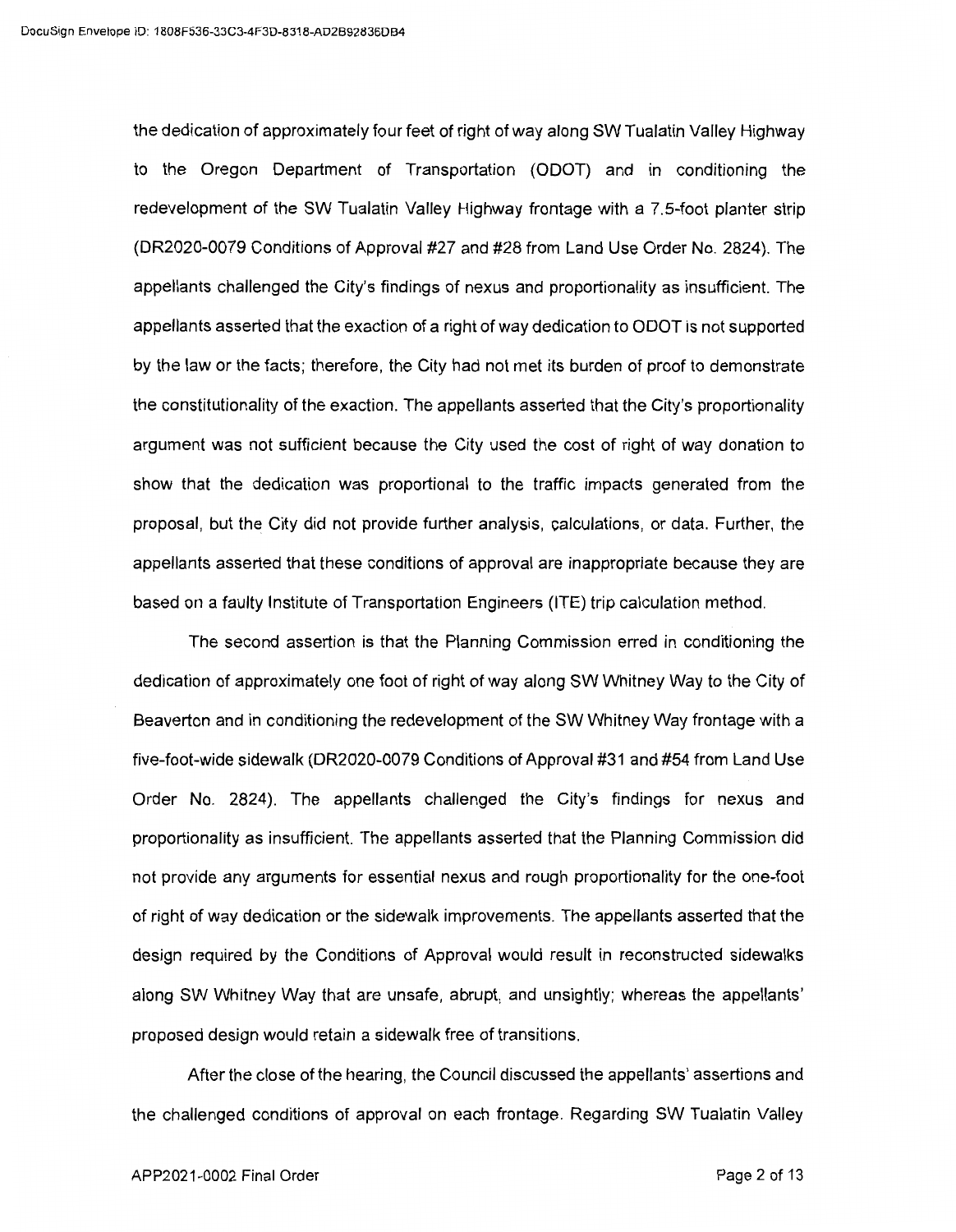the dedication of approximately four feet of right of way along SW Tualatin Valley Highway to the Oregon Department of Transportation (ODOT) and in conditioning the redevelopment of the SW Tualatin Valley Highway frontage with a 7.5-foot planter strip (DR2020-0079 Conditions of Approval #27 and #28 from Land Use Order No. 2824). The appellants challenged the City's findings of nexus and proportionality as insufficient. The appellants asserted that the exaction of a right of way dedication to ODOT is not supported by the law or the facts; therefore, the City had not met its burden of proof to demonstrate the constitutionality of the exaction. The appellants asserted that the City's proportionality argument was not sufficient because the City used the cost of right of way donation to show that the dedication was proportional to the traffic impacts generated from the proposal, but the City did not provide further analysis, calculations, or data. Further, the appellants asserted that these conditions of approval are inappropriate because they are based on a faulty Institute of Transportation Engineers (ITE) trip calculation method.

The second assertion is that the Planning Commission erred in conditioning the dedication of approximately one foot of right of way along SW Whitney Way to the City of Beaverton and in conditioning the redevelopment of the SW Whitney Way frontage with a five-foot-wide sidewalk (DR2020-0079 Conditions of Approval #31 and #54 from Land Use Order No. 2824). The appellants challenged the City's findings for nexus and proportionality as insufficient. The appellants asserted that the Planning Commission did not provide any arguments for essential nexus and rough proportionality for the one-foot of right of way dedication or the sidewalk improvements. The appellants asserted that the design required by the Conditions of Approval would result in reconstructed sidewalks along SW Whitney Way that are unsafe, abrupt, and unsightly; whereas the appellants' proposed design would retain a sidewalk free of transitions.

After the close of the hearing, the Council discussed the appellants' assertions and the challenged conditions of approval on each frontage. Regarding SW Tualatin Valley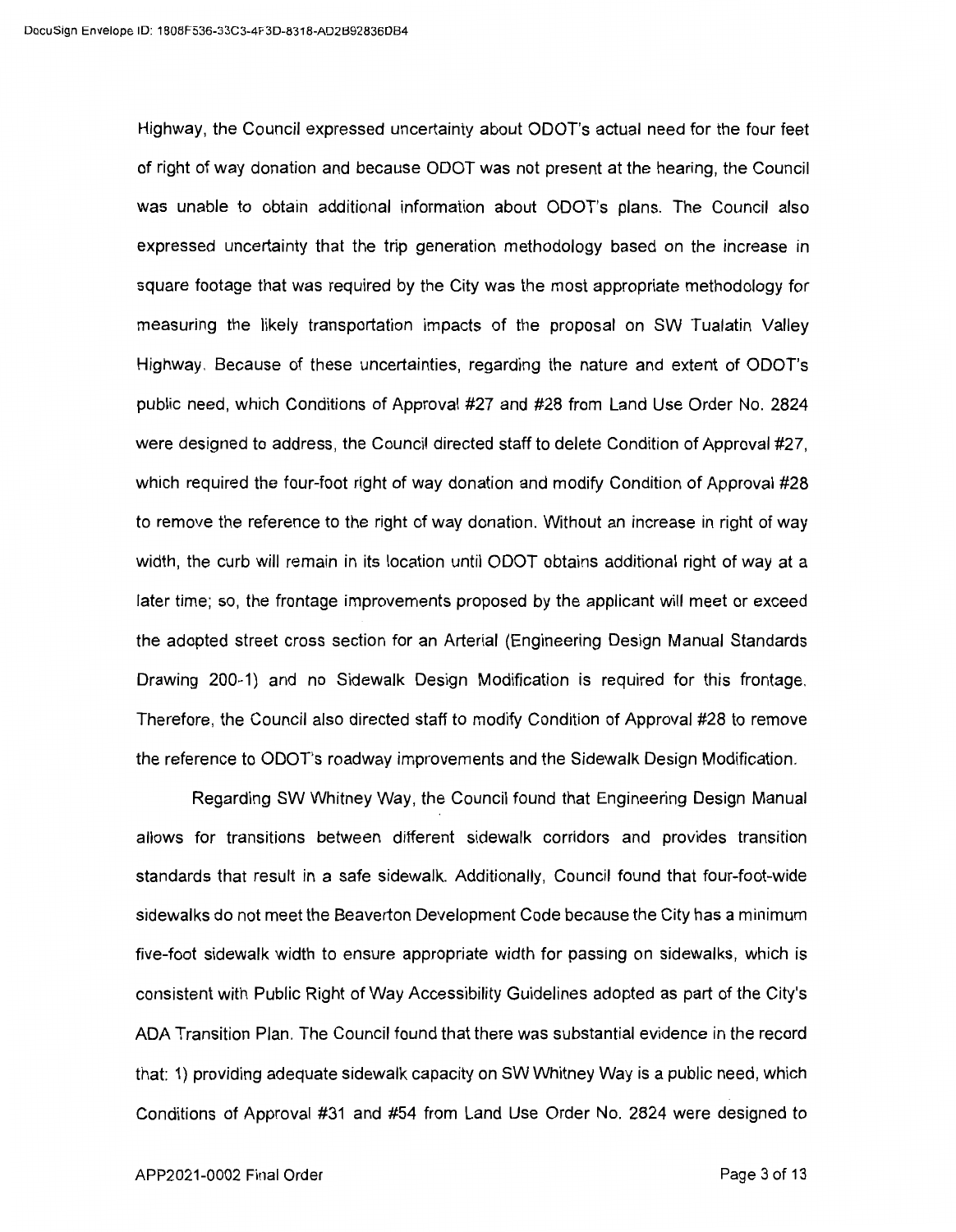Highway, the Council expressed uncertainty about ODOT's actual need for the four feet of right of way donation and because ODOT was not present at the hearing, the Council was unable to obtain additional information about ODOT's plans. The Council also expressed uncertainty that the trip generation methodology based on the increase in square footage that was required by the City was the most appropriate methodology for measuring the likely transportation impacts of the proposal on SW Tualatin Valley Highway. Because of these uncertainties, regarding the nature and extent of ODOT's public need, which Conditions of Approval #27 and #28 from Land Use Order No. 2824 were designed to address, the Council directed staff to delete Condition of Approval #27, which required the four-foot right of way donation and modify Condition of Approval #28 to remove the reference to the right of way donation. Without an increase in right of way width, the curb will remain in its location until ODOT obtains additional right of way at a later time; so, the frontage improvements proposed by the applicant will meet or exceed the adopted street cross section for an Arterial (Engineering Design Manual Standards Drawing 200-1) and no Sidewalk Design Modification is required for this frontage. Therefore, the Council also directed staff to modify Condition of Approval #28 to remove the reference to ODOT's roadway improvements and the Sidewalk Design Modification.

Regarding SW Whitney Way, the Council found that Engineering Design Manual allows for transitions between different sidewalk corridors and provides transition standards that result in a safe sidewalk. Additionally, Council found that four-foot-wide sidewalks do not meet the Beaverton Development Code because the City has a minimum five-foot sidewalk width to ensure appropriate width for passing on sidewalks, which is consistent with Public Right of Way Accessibility Guidelines adopted as part of the City's ADA Transition Plan. The Council found that there was substantial evidence in the record that: 1) providing adequate sidewalk capacity on SW Whitney Way is a public need, which Conditions of Approval #31 and #54 from Land Use Order No. 2824 were designed to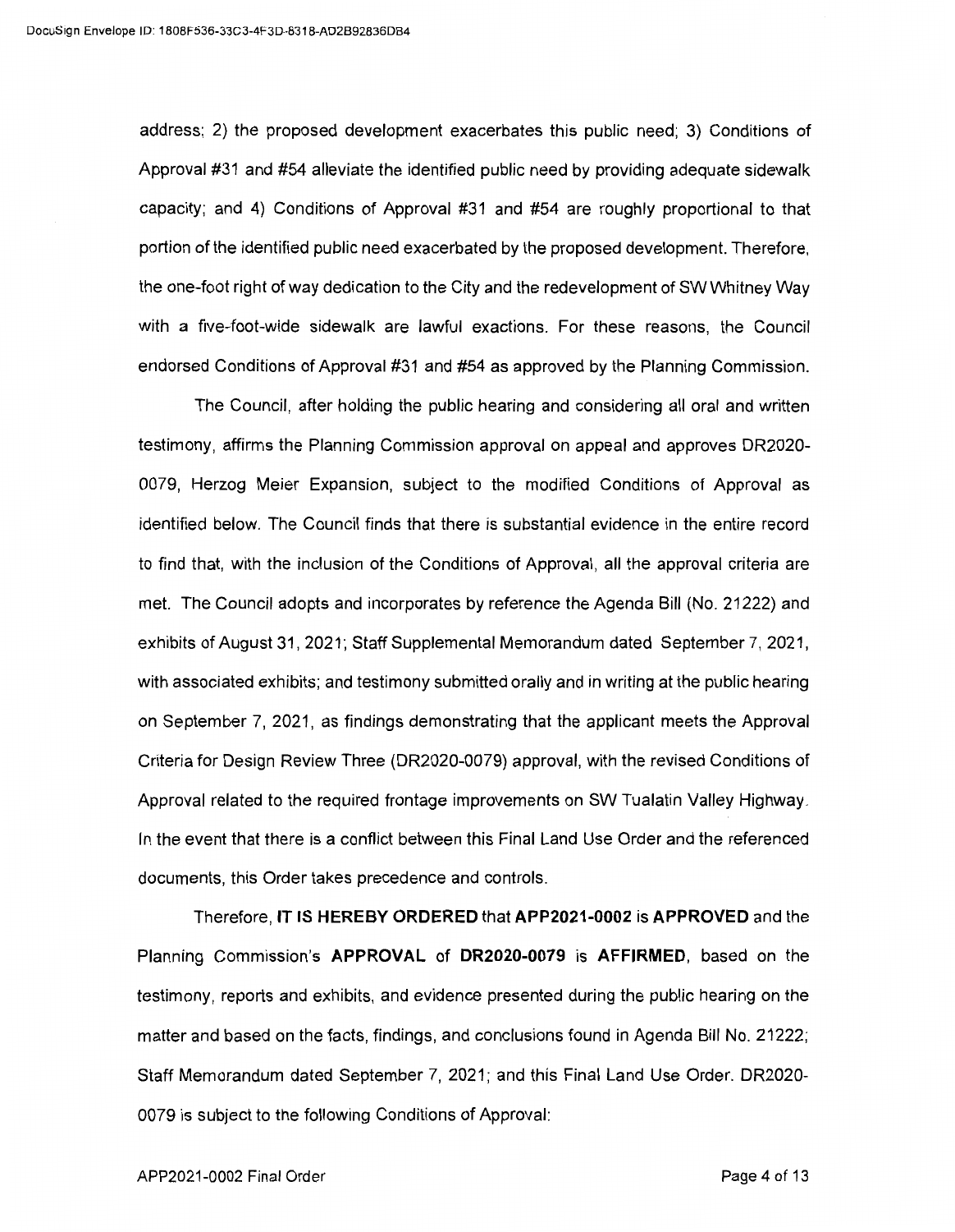address; 2) the proposed development exacerbates this public need; 3) Conditions of Approval #31 and #54 alleviate the identified public need by providing adequate sidewalk capacity; and 4) Conditions of Approval #31 and #54 are roughly proportional to that portion of the identified public need exacerbated by the proposed development. Therefore, the one-foot right of way dedication to the City and the redevelopment of SW Whitney Way with a five-foot-wide sidewalk are lawful exactions. For these reasons, the Council endorsed Conditions of Approval #31 and #54 as approved by the Planning Commission.

The Council, after holding the public hearing and considering all oral and written testimony, affirms the Planning Commission approval on appeal and approves DR2020-0079, Herzog Meier Expansion, subject to the modified Conditions of Approval as identified below. The Council finds that there is substantial evidence in the entire record to find that, with the inclusion of the Conditions of Approval, all the approval criteria are met. The Council adopts and incorporates by reference the Agenda Bill (No. 21222) and exhibits of August 31, 2021; Staff Supplemental Memorandum dated September 7, 2021, with associated exhibits; and testimony submitted orally and in writing at the public hearing on September 7, 2021, as findings demonstrating that the applicant meets the Approval Criteria for Design Review Three (DR2020-0079) approval, with the revised Conditions of Approval related to the required frontage improvements on SW Tualatin Valley Highway. In the event that there is a conflict between this Final Land Use Order and the referenced documents, this Order takes precedence and controls.

Therefore, **IT IS HEREBY ORDERED** that **APP2021-0002** is **APPROVED** and the Planning Commission's **APPROVAL** of **DR2020-0079** is **AFFIRMED**, based on the testimony, reports and exhibits, and evidence presented during the public hearing on the matter and based on the facts, findings, and conclusions found in Agenda Bill No. 21222; Staff Memorandum dated September 7, 2021; and this Final Land Use Order. DR2020-0079 is subject to the following Conditions of Approval: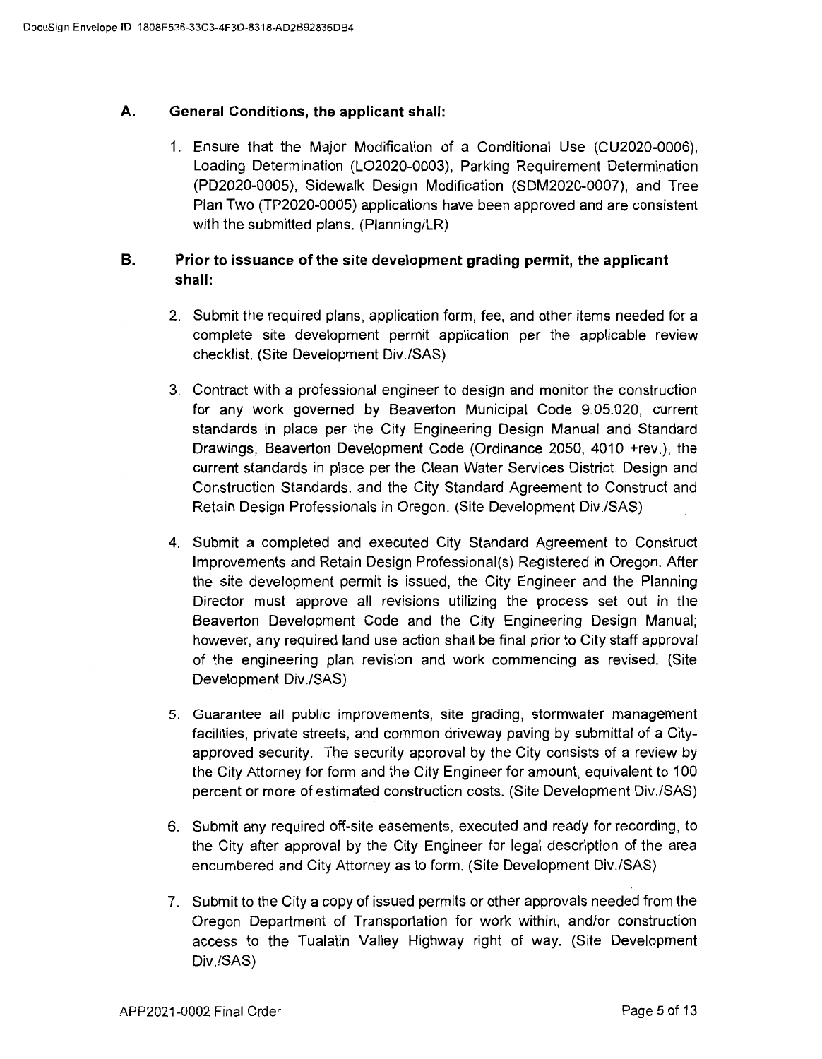## A. General Conditions, the applicant shall:

1. Ensure that the Major Modification of a Conditional Use (CU2020-0006), Loading Determination (LO2020-0003), Parking Requirement Determination (PD2020-0005), Sidewalk Design Modification (SDM2020-0007), and Tree Plan Two (TP2020-0005) applications have been approved and are consistent with the submitted plans. (Planning/LR)

## B. Prior to issuance of the site development grading permit, the applicant shall:

2. Submit the required plans, application form, fee, and other items needed for a complete site development permit application per the applicable review checklist. (Site Development Div./SAS)

3. Contract with a professional engineer to design and monitor the construction for any work governed by Beaverton Municipal Code 9.05.020, current standards in place per the City Engineering Design Manual and Standard Drawings, Beaverton Development Code (Ordinance 2050, 4010 +rev.), the current standards in place per the Clean Water Services District, Design and Construction Standards, and the City Standard Agreement to Construct and Retain Design Professionals in Oregon. (Site Development Div./SAS)

4. Submit a completed and executed City Standard Agreement to Construct Improvements and Retain Design Professional(s) Registered in Oregon. After the site development permit is issued, the City Engineer and the Planning Director must approve all revisions utilizing the process set out in the Beaverton Development Code and the City Engineering Design Manual; however, any required land use action shall be final prior to City staff approval of the engineering plan revision and work commencing as revised. (Site Development Div./SAS)

5. Guarantee all public improvements, site grading, stormwater management facilities, private streets, and common driveway paving by submittal of a City-approved security. The security approval by the City consists of a review by the City Attorney for form and the City Engineer for amount, equivalent to 100 percent or more of estimated construction costs. (Site Development Div./SAS)

6. Submit any required off-site easements, executed and ready for recording, to the City after approval by the City Engineer for legal description of the area encumbered and City Attorney as to form. (Site Development Div./SAS)

7. Submit to the City a copy of issued permits or other approvals needed from the Oregon Department of Transportation for work within, and/or construction access to the Tualatin Valley Highway right of way. (Site Development Div./SAS)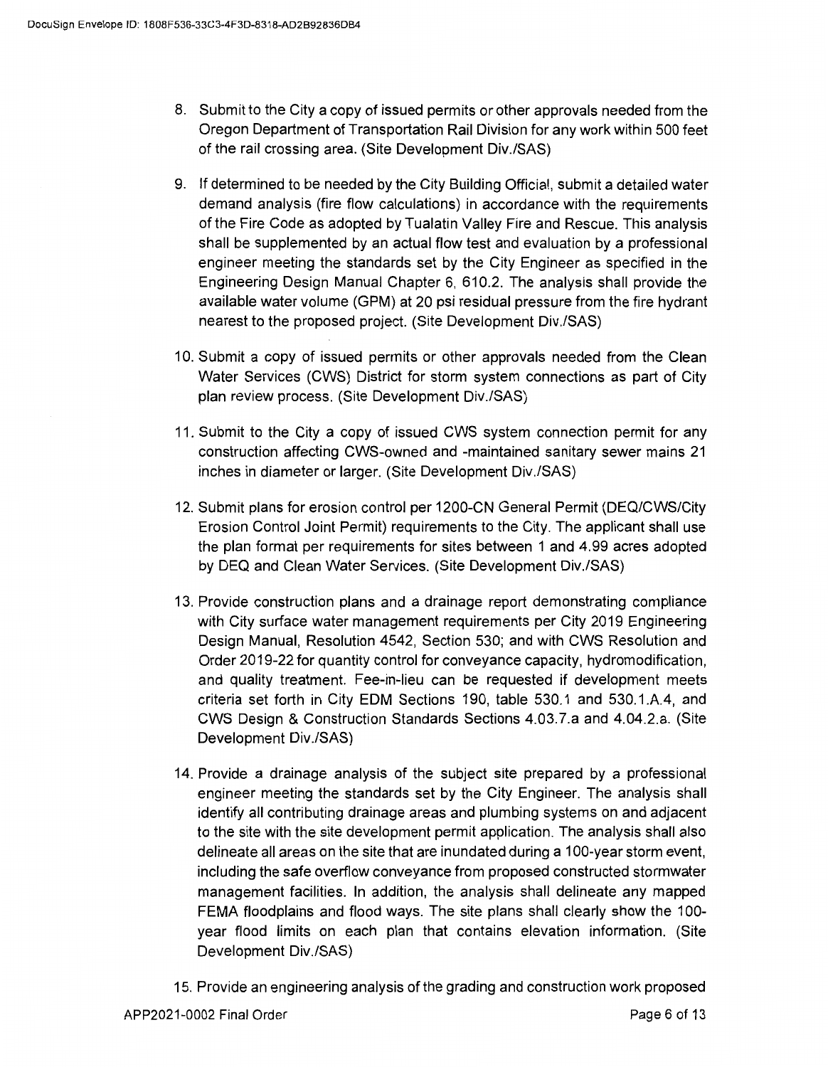8. Submit to the City a copy of issued permits or other approvals needed from the Oregon Department of Transportation Rail Division for any work within 500 feet of the rail crossing area. (Site Development Div./SAS)

9. If determined to be needed by the City Building Official, submit a detailed water demand analysis (fire flow calculations) in accordance with the requirements of the Fire Code as adopted by Tualatin Valley Fire and Rescue. This analysis shall be supplemented by an actual flow test and evaluation by a professional engineer meeting the standards set by the City Engineer as specified in the Engineering Design Manual Chapter 6, 610.2. The analysis shall provide the available water volume (GPM) at 20 psi residual pressure from the fire hydrant nearest to the proposed project. (Site Development Div./SAS)

10. Submit a copy of issued permits or other approvals needed from the Clean Water Services (CWS) District for storm system connections as part of City plan review process. (Site Development Div./SAS)

11. Submit to the City a copy of issued CWS system connection permit for any construction affecting CWS-owned and -maintained sanitary sewer mains 21 inches in diameter or larger. (Site Development Div./SAS)

12. Submit plans for erosion control per 1200-CN General Permit (DEQ/CWS/City Erosion Control Joint Permit) requirements to the City. The applicant shall use the plan format per requirements for sites between 1 and 4.99 acres adopted by DEQ and Clean Water Services. (Site Development Div./SAS)

13. Provide construction plans and a drainage report demonstrating compliance with City surface water management requirements per City 2019 Engineering Design Manual, Resolution 4542, Section 530; and with CWS Resolution and Order 2019-22 for quantity control for conveyance capacity, hydromodification, and quality treatment. Fee-in-lieu can be requested if development meets criteria set forth in City EDM Sections 190, table 530.1 and 530.1.A.4, and CWS Design & Construction Standards Sections 4.03.7.a and 4.04.2.a. (Site Development Div./SAS)

14. Provide a drainage analysis of the subject site prepared by a professional engineer meeting the standards set by the City Engineer. The analysis shall identify all contributing drainage areas and plumbing systems on and adjacent to the site with the site development permit application. The analysis shall also delineate all areas on the site that are inundated during a 100-year storm event, including the safe overflow conveyance from proposed constructed stormwater management facilities. In addition, the analysis shall delineate any mapped FEMA floodplains and flood ways. The site plans shall clearly show the 100-year flood limits on each plan that contains elevation information. (Site Development Div./SAS)

15. Provide an engineering analysis of the grading and construction work proposed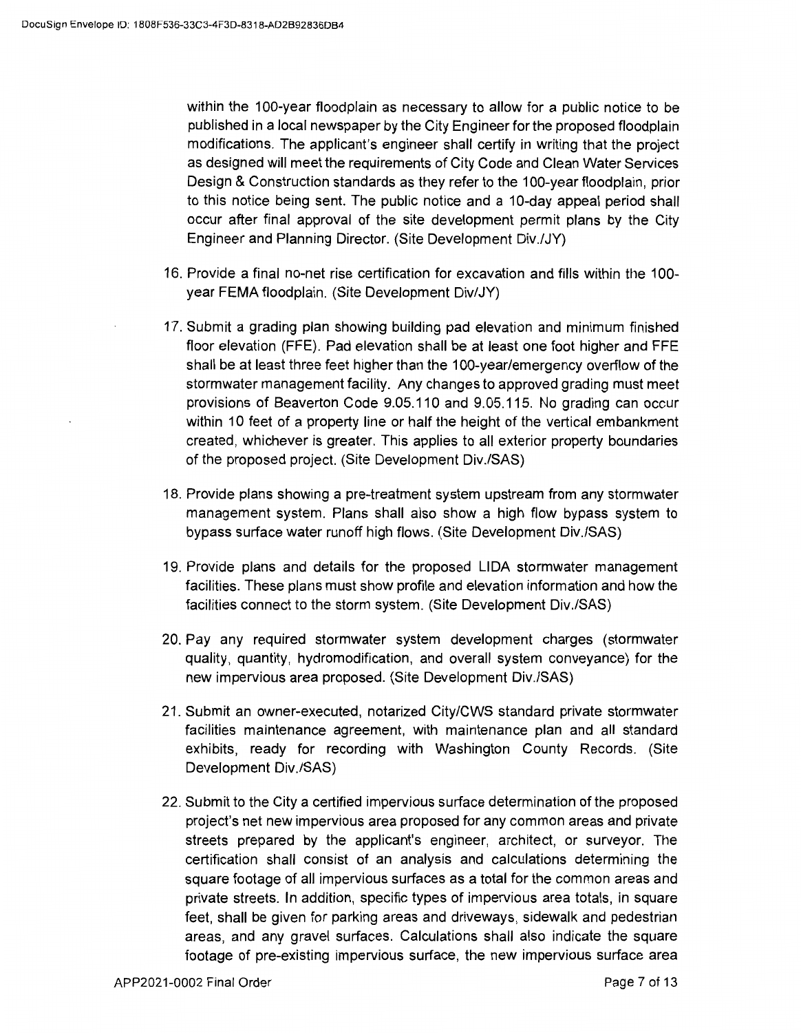within the 100-year floodplain as necessary to allow for a public notice to be published in a local newspaper by the City Engineer for the proposed floodplain modifications. The applicant's engineer shall certify in writing that the project as designed will meet the requirements of City Code and Clean Water Services Design & Construction standards as they refer to the 100-year floodplain, prior to this notice being sent. The public notice and a 10-day appeal period shall occur after final approval of the site development permit plans by the City Engineer and Planning Director. (Site Development Div./JY)

16. Provide a final no-net rise certification for excavation and fills within the 100-year FEMA floodplain. (Site Development Div/JY)

17. Submit a grading plan showing building pad elevation and minimum finished floor elevation (FFE). Pad elevation shall be at least one foot higher and FFE shall be at least three feet higher than the 100-year/emergency overflow of the stormwater management facility. Any changes to approved grading must meet provisions of Beaverton Code 9.05.110 and 9.05.115. No grading can occur within 10 feet of a property line or half the height of the vertical embankment created, whichever is greater. This applies to all exterior property boundaries of the proposed project. (Site Development Div./SAS)

18. Provide plans showing a pre-treatment system upstream from any stormwater management system. Plans shall also show a high flow bypass system to bypass surface water runoff high flows. (Site Development Div./SAS)

19. Provide plans and details for the proposed LIDA stormwater management facilities. These plans must show profile and elevation information and how the facilities connect to the storm system. (Site Development Div./SAS)

20. Pay any required stormwater system development charges (stormwater quality, quantity, hydromodification, and overall system conveyance) for the new impervious area proposed. (Site Development Div./SAS)

21. Submit an owner-executed, notarized City/CWS standard private stormwater facilities maintenance agreement, with maintenance plan and all standard exhibits, ready for recording with Washington County Records. (Site Development Div./SAS)

22. Submit to the City a certified impervious surface determination of the proposed project's net new impervious area proposed for any common areas and private streets prepared by the applicant's engineer, architect, or surveyor. The certification shall consist of an analysis and calculations determining the square footage of all impervious surfaces as a total for the common areas and private streets. In addition, specific types of impervious area totals, in square feet, shall be given for parking areas and driveways, sidewalk and pedestrian areas, and any gravel surfaces. Calculations shall also indicate the square footage of pre-existing impervious surface, the new impervious surface area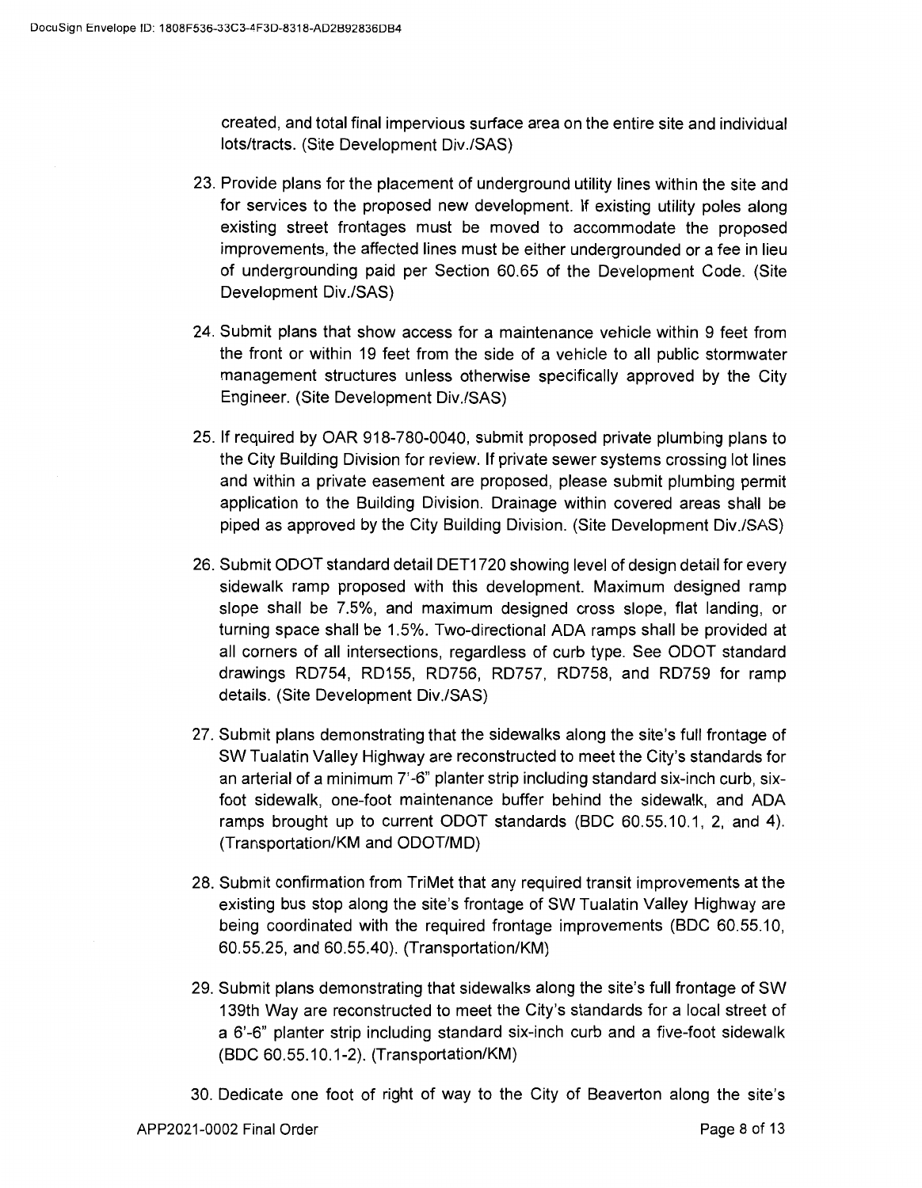created, and total final impervious surface area on the entire site and individual lots/tracts. (Site Development Div./SAS)

23. Provide plans for the placement of underground utility lines within the site and for services to the proposed new development. If existing utility poles along existing street frontages must be moved to accommodate the proposed improvements, the affected lines must be either undergrounded or a fee in lieu of undergrounding paid per Section 60.65 of the Development Code. (Site Development Div./SAS)

24. Submit plans that show access for a maintenance vehicle within 9 feet from the front or within 19 feet from the side of a vehicle to all public stormwater management structures unless otherwise specifically approved by the City Engineer. (Site Development Div./SAS)

25. If required by OAR 918-780-0040, submit proposed private plumbing plans to the City Building Division for review. If private sewer systems crossing lot lines and within a private easement are proposed, please submit plumbing permit application to the Building Division. Drainage within covered areas shall be piped as approved by the City Building Division. (Site Development Div./SAS)

26. Submit ODOT standard detail DET1720 showing level of design detail for every sidewalk ramp proposed with this development. Maximum designed ramp slope shall be 7.5%, and maximum designed cross slope, flat landing, or turning space shall be 1.5%. Two-directional ADA ramps shall be provided at all corners of all intersections, regardless of curb type. See ODOT standard drawings RD754, RD155, RD756, RD757, RD758, and RD759 for ramp details. (Site Development Div./SAS)

27. Submit plans demonstrating that the sidewalks along the site's full frontage of SW Tualatin Valley Highway are reconstructed to meet the City's standards for an arterial of a minimum 7'-6" planter strip including standard six-inch curb, six-foot sidewalk, one-foot maintenance buffer behind the sidewalk, and ADA ramps brought up to current ODOT standards (BDC 60.55.10.1, 2, and 4). (Transportation/KM and ODOT/MD)

28. Submit confirmation from TriMet that any required transit improvements at the existing bus stop along the site's frontage of SW Tualatin Valley Highway are being coordinated with the required frontage improvements (BDC 60.55.10, 60.55.25, and 60.55.40). (Transportation/KM)

29. Submit plans demonstrating that sidewalks along the site's full frontage of SW 139th Way are reconstructed to meet the City's standards for a local street of a 6'-6" planter strip including standard six-inch curb and a five-foot sidewalk (BDC 60.55.10.1-2). (Transportation/KM)

30. Dedicate one foot of right of way to the City of Beaverton along the site's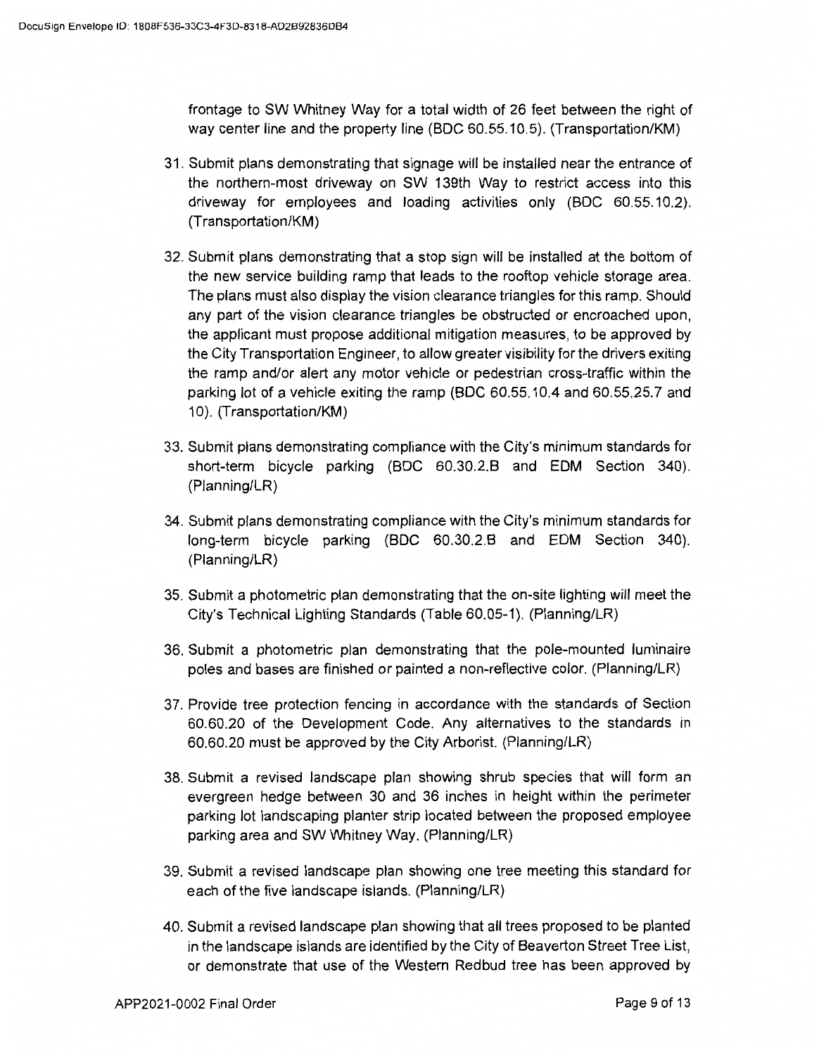frontage to SW Whitney Way for a total width of 26 feet between the right of way center line and the property line (BDC 60.55.10.5). (Transportation/KM)

31. Submit plans demonstrating that signage will be installed near the entrance of the northern-most driveway on SW 139th Way to restrict access into this driveway for employees and loading activities only (BDC 60.55.10.2). (Transportation/KM)

32. Submit plans demonstrating that a stop sign will be installed at the bottom of the new service building ramp that leads to the rooftop vehicle storage area. The plans must also display the vision clearance triangles for this ramp. Should any part of the vision clearance triangles be obstructed or encroached upon, the applicant must propose additional mitigation measures, to be approved by the City Transportation Engineer, to allow greater visibility for the drivers exiting the ramp and/or alert any motor vehicle or pedestrian cross-traffic within the parking lot of a vehicle exiting the ramp (BDC 60.55.10.4 and 60.55.25.7 and 10). (Transportation/KM)

33. Submit plans demonstrating compliance with the City's minimum standards for short-term bicycle parking (BDC 60.30.2.B and EDM Section 340). (Planning/LR)

34. Submit plans demonstrating compliance with the City's minimum standards for long-term bicycle parking (BDC 60.30.2.B and EDM Section 340). (Planning/LR)

35. Submit a photometric plan demonstrating that the on-site lighting will meet the City's Technical Lighting Standards (Table 60.05-1). (Planning/LR)

36. Submit a photometric plan demonstrating that the pole-mounted luminaire poles and bases are finished or painted a non-reflective color. (Planning/LR)

37. Provide tree protection fencing in accordance with the standards of Section 60.60.20 of the Development Code. Any alternatives to the standards in 60.60.20 must be approved by the City Arborist. (Planning/LR)

38. Submit a revised landscape plan showing shrub species that will form an evergreen hedge between 30 and 36 inches in height within the perimeter parking lot landscaping planter strip located between the proposed employee parking area and SW Whitney Way. (Planning/LR)

39. Submit a revised landscape plan showing one tree meeting this standard for each of the five landscape islands. (Planning/LR)

40. Submit a revised landscape plan showing that all trees proposed to be planted in the landscape islands are identified by the City of Beaverton Street Tree List, or demonstrate that use of the Western Redbud tree has been approved by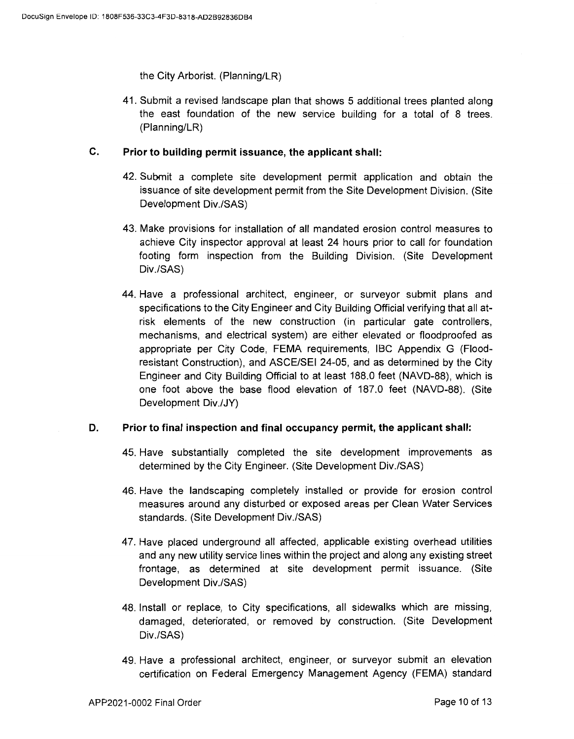the City Arborist. (Planning/LR)

41. Submit a revised landscape plan that shows 5 additional trees planted along the east foundation of the new service building for a total of 8 trees. (Planning/LR)

**C. Prior to building permit issuance, the applicant shall:**

42. Submit a complete site development permit application and obtain the issuance of site development permit from the Site Development Division. (Site Development Div./SAS)

43. Make provisions for installation of all mandated erosion control measures to achieve City inspector approval at least 24 hours prior to call for foundation footing form inspection from the Building Division. (Site Development Div./SAS)

44. Have a professional architect, engineer, or surveyor submit plans and specifications to the City Engineer and City Building Official verifying that all at-risk elements of the new construction (in particular gate controllers, mechanisms, and electrical system) are either elevated or floodproofed as appropriate per City Code, FEMA requirements, IBC Appendix G (Flood-resistant Construction), and ASCE/SEI 24-05, and as determined by the City Engineer and City Building Official to at least 188.0 feet (NAVD-88), which is one foot above the base flood elevation of 187.0 feet (NAVD-88). (Site Development Div./JY)

**D. Prior to final inspection and final occupancy permit, the applicant shall:**

45. Have substantially completed the site development improvements as determined by the City Engineer. (Site Development Div./SAS)

46. Have the landscaping completely installed or provide for erosion control measures around any disturbed or exposed areas per Clean Water Services standards. (Site Development Div./SAS)

47. Have placed underground all affected, applicable existing overhead utilities and any new utility service lines within the project and along any existing street frontage, as determined at site development permit issuance. (Site Development Div./SAS)

48. Install or replace, to City specifications, all sidewalks which are missing, damaged, deteriorated, or removed by construction. (Site Development Div./SAS)

49. Have a professional architect, engineer, or surveyor submit an elevation certification on Federal Emergency Management Agency (FEMA) standard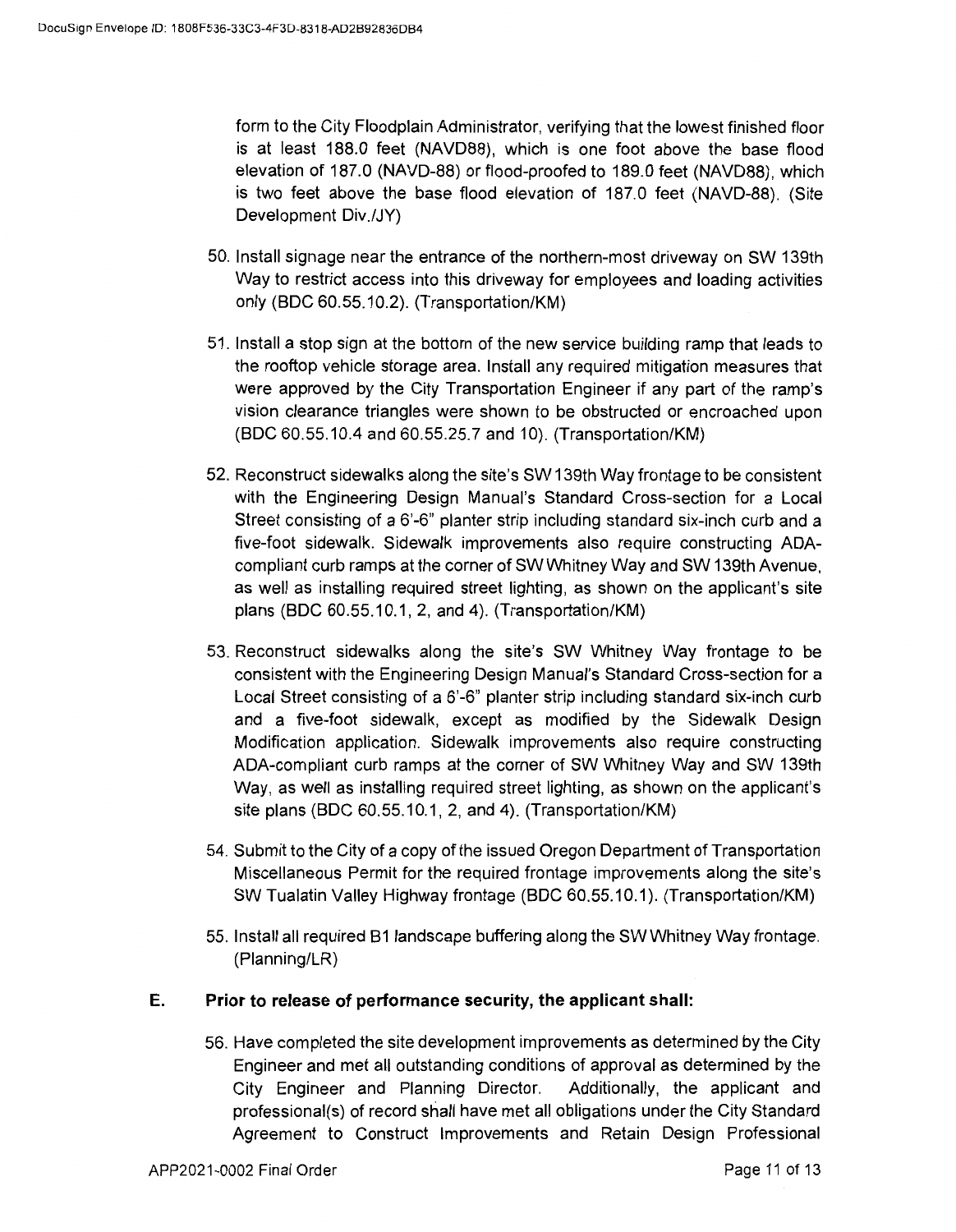form to the City Floodplain Administrator, verifying that the lowest finished floor is at least 188.0 feet (NAVD88), which is one foot above the base flood elevation of 187.0 (NAVD-88) or flood-proofed to 189.0 feet (NAVD88), which is two feet above the base flood elevation of 187.0 feet (NAVD-88). (Site Development Div./JY)

50. Install signage near the entrance of the northern-most driveway on SW 139th Way to restrict access into this driveway for employees and loading activities only (BDC 60.55.10.2). (Transportation/KM)

51. Install a stop sign at the bottom of the new service building ramp that leads to the rooftop vehicle storage area. Install any required mitigation measures that were approved by the City Transportation Engineer if any part of the ramp's vision clearance triangles were shown to be obstructed or encroached upon (BDC 60.55.10.4 and 60.55.25.7 and 10). (Transportation/KM)

52. Reconstruct sidewalks along the site's SW 139th Way frontage to be consistent with the Engineering Design Manual's Standard Cross-section for a Local Street consisting of a 6'-6" planter strip including standard six-inch curb and a five-foot sidewalk. Sidewalk improvements also require constructing ADA-compliant curb ramps at the corner of SW Whitney Way and SW 139th Avenue, as well as installing required street lighting, as shown on the applicant's site plans (BDC 60.55.10.1, 2, and 4). (Transportation/KM)

53. Reconstruct sidewalks along the site's SW Whitney Way frontage to be consistent with the Engineering Design Manual's Standard Cross-section for a Local Street consisting of a 6'-6" planter strip including standard six-inch curb and a five-foot sidewalk, except as modified by the Sidewalk Design Modification application. Sidewalk improvements also require constructing ADA-compliant curb ramps at the corner of SW Whitney Way and SW 139th Way, as well as installing required street lighting, as shown on the applicant's site plans (BDC 60.55.10.1, 2, and 4). (Transportation/KM)

54. Submit to the City of a copy of the issued Oregon Department of Transportation Miscellaneous Permit for the required frontage improvements along the site's SW Tualatin Valley Highway frontage (BDC 60.55.10.1). (Transportation/KM)

55. Install all required B1 landscape buffering along the SW Whitney Way frontage. (Planning/LR)

**E. Prior to release of performance security, the applicant shall:**

56. Have completed the site development improvements as determined by the City Engineer and met all outstanding conditions of approval as determined by the City Engineer and Planning Director. Additionally, the applicant and professional(s) of record shall have met all obligations under the City Standard Agreement to Construct Improvements and Retain Design Professional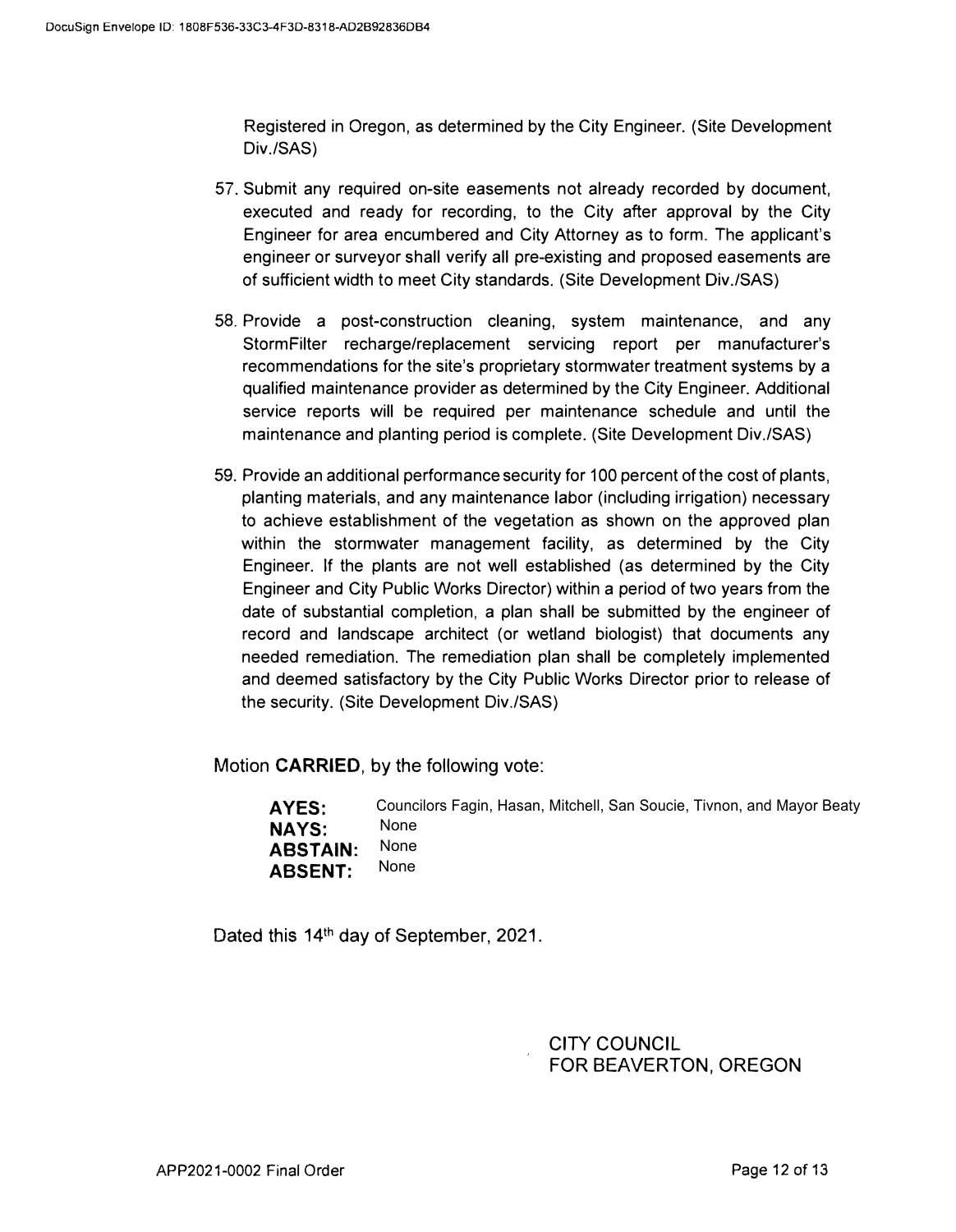Registered in Oregon, as determined by the City Engineer. (Site Development Div./SAS)

57. Submit any required on-site easements not already recorded by document, executed and ready for recording, to the City after approval by the City Engineer for area encumbered and City Attorney as to form. The applicant's engineer or surveyor shall verify all pre-existing and proposed easements are of sufficient width to meet City standards. (Site Development Div./SAS)

58. Provide a post-construction cleaning, system maintenance, and any StormFilter recharge/replacement servicing report per manufacturer's recommendations for the site's proprietary stormwater treatment systems by a qualified maintenance provider as determined by the City Engineer. Additional service reports will be required per maintenance schedule and until the maintenance and planting period is complete. (Site Development Div./SAS)

59. Provide an additional performance security for 100 percent of the cost of plants, planting materials, and any maintenance labor (including irrigation) necessary to achieve establishment of the vegetation as shown on the approved plan within the stormwater management facility, as determined by the City Engineer. If the plants are not well established (as determined by the City Engineer and City Public Works Director) within a period of two years from the date of substantial completion, a plan shall be submitted by the engineer of record and landscape architect (or wetland biologist) that documents any needed remediation. The remediation plan shall be completely implemented and deemed satisfactory by the City Public Works Director prior to release of the security. (Site Development Div./SAS)

Motion **CARRIED**, by the following vote:

**AYES:** Councilors Fagin, Hasan, Mitchell, San Soucie, Tivnon, and Mayor Beaty
**NAYS:** None
**ABSTAIN:** None
**ABSENT:** None

Dated this 14th day of September, 2021.

CITY COUNCIL
FOR BEAVERTON, OREGON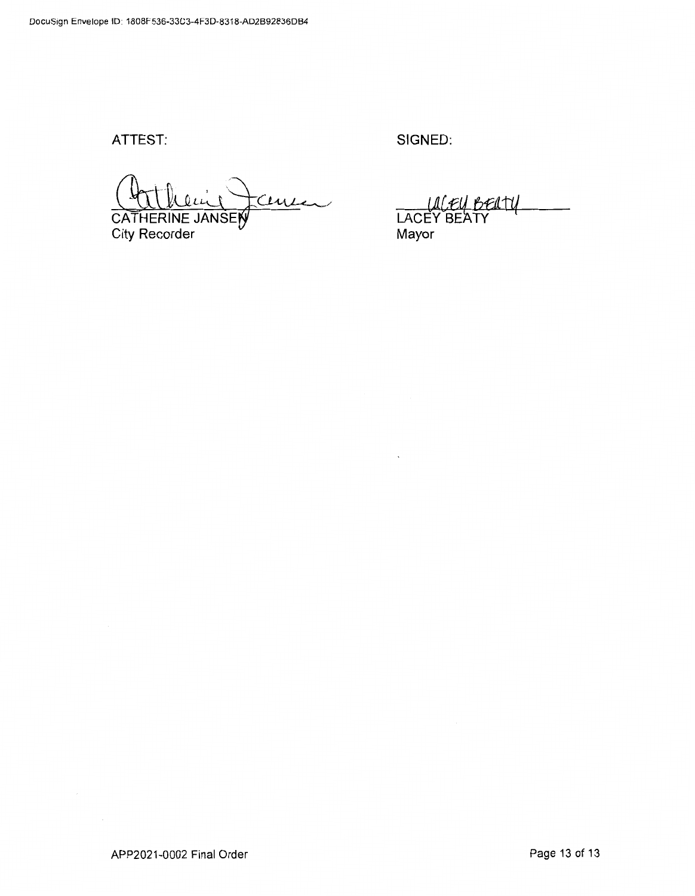DocuSign Envelope ID: 1808F536-33C3-4F3D-8318-AD2B92836DB4

ATTEST:

CATHERINE JANSEN
City Recorder

SIGNED:

LACEY BEATY
Mayor

APP2021-0002 Final Order